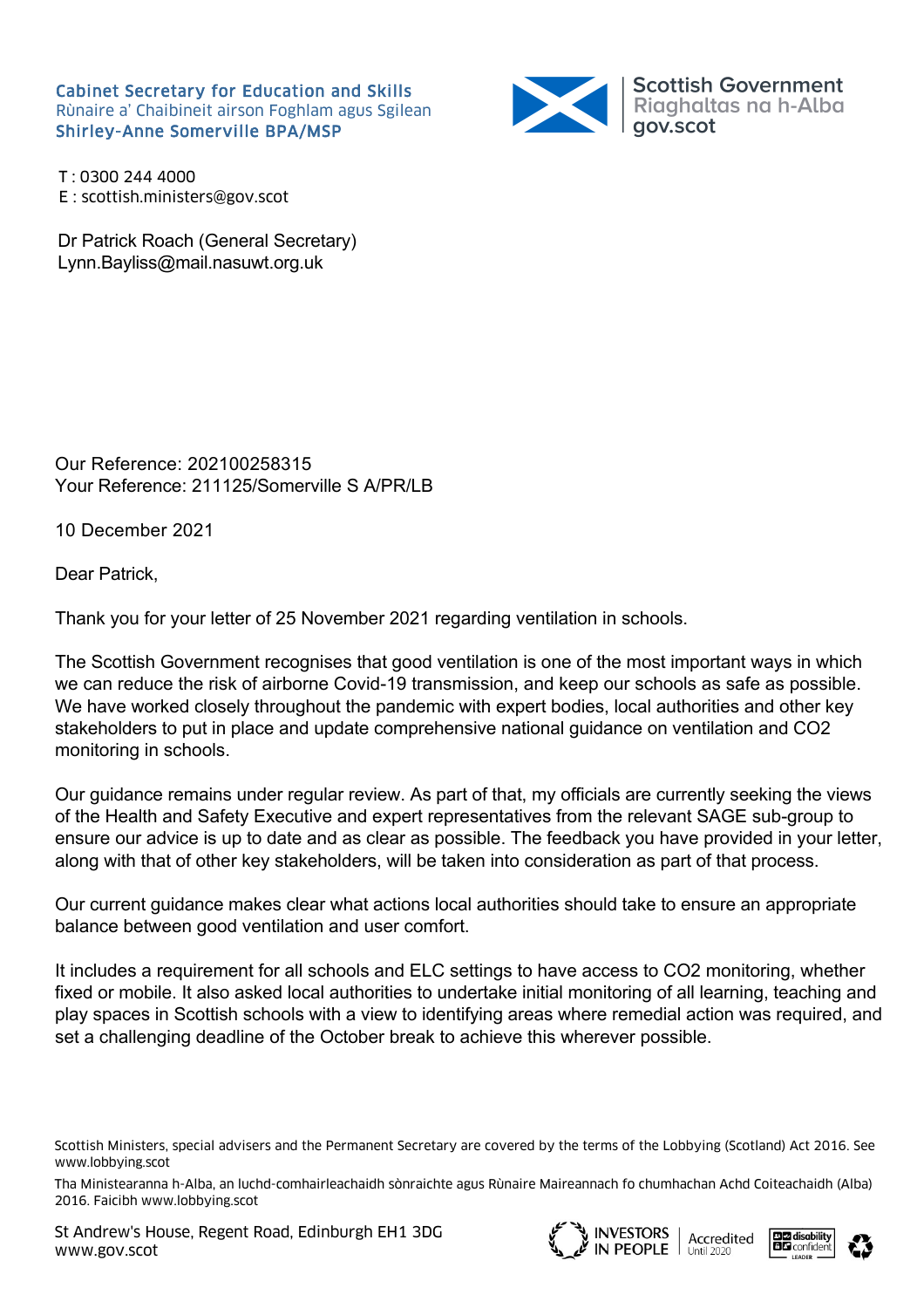**Cabinet Secretary for Education and Skills**
Rùnaire a' Chaibineit airson Foghlam agus Sgilean
**Shirley-Anne Somerville BPA/MSP**

Scottish Government
Riaghaltas na h-Alba
gov.scot

T : 0300 244 4000
E : scottish.ministers@gov.scot

Dr Patrick Roach (General Secretary)
Lynn.Bayliss@mail.nasuwt.org.uk

Our Reference: 202100258315
Your Reference: 211125/Somerville S A/PR/LB

10 December 2021

Dear Patrick,

Thank you for your letter of 25 November 2021 regarding ventilation in schools.

The Scottish Government recognises that good ventilation is one of the most important ways in which we can reduce the risk of airborne Covid-19 transmission, and keep our schools as safe as possible. We have worked closely throughout the pandemic with expert bodies, local authorities and other key stakeholders to put in place and update comprehensive national guidance on ventilation and $CO_2$ monitoring in schools.

Our guidance remains under regular review. As part of that, my officials are currently seeking the views of the Health and Safety Executive and expert representatives from the relevant SAGE sub-group to ensure our advice is up to date and as clear as possible. The feedback you have provided in your letter, along with that of other key stakeholders, will be taken into consideration as part of that process.

Our current guidance makes clear what actions local authorities should take to ensure an appropriate balance between good ventilation and user comfort.

It includes a requirement for all schools and ELC settings to have access to $CO_2$ monitoring, whether fixed or mobile. It also asked local authorities to undertake initial monitoring of all learning, teaching and play spaces in Scottish schools with a view to identifying areas where remedial action was required, and set a challenging deadline of the October break to achieve this wherever possible.

Scottish Ministers, special advisers and the Permanent Secretary are covered by the terms of the Lobbying (Scotland) Act 2016. See www.lobbying.scot

Tha Ministearanna h-Alba, an luchd-comhairleachaidh sònraichte agus Rùnaire Maireannach fo chumhachan Achd Coiteachaidh (Alba) 2016. Faicibh www.lobbying.scot

St Andrew's House, Regent Road, Edinburgh EH1 3DG
www.gov.scot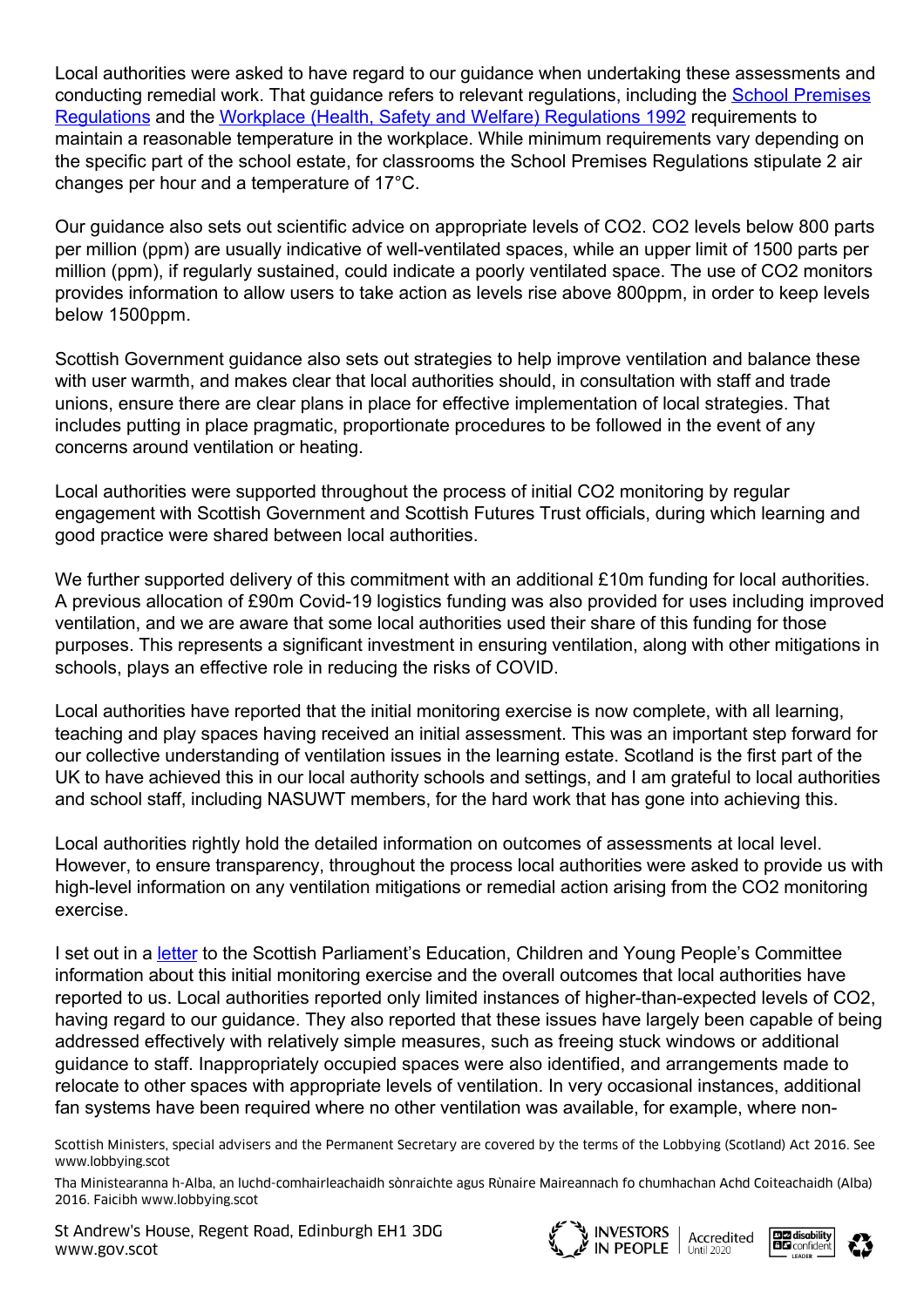Local authorities were asked to have regard to our guidance when undertaking these assessments and conducting remedial work. That guidance refers to relevant regulations, including the School Premises Regulations and the Workplace (Health, Safety and Welfare) Regulations 1992 requirements to maintain a reasonable temperature in the workplace. While minimum requirements vary depending on the specific part of the school estate, for classrooms the School Premises Regulations stipulate 2 air changes per hour and a temperature of 17°C.

Our guidance also sets out scientific advice on appropriate levels of $CO_2$. $CO_2$ levels below 800 parts per million (ppm) are usually indicative of well-ventilated spaces, while an upper limit of 1500 parts per million (ppm), if regularly sustained, could indicate a poorly ventilated space. The use of $CO_2$ monitors provides information to allow users to take action as levels rise above 800ppm, in order to keep levels below 1500ppm.

Scottish Government guidance also sets out strategies to help improve ventilation and balance these with user warmth, and makes clear that local authorities should, in consultation with staff and trade unions, ensure there are clear plans in place for effective implementation of local strategies. That includes putting in place pragmatic, proportionate procedures to be followed in the event of any concerns around ventilation or heating.

Local authorities were supported throughout the process of initial $CO_2$ monitoring by regular engagement with Scottish Government and Scottish Futures Trust officials, during which learning and good practice were shared between local authorities.

We further supported delivery of this commitment with an additional £10m funding for local authorities. A previous allocation of £90m Covid-19 logistics funding was also provided for uses including improved ventilation, and we are aware that some local authorities used their share of this funding for those purposes. This represents a significant investment in ensuring ventilation, along with other mitigations in schools, plays an effective role in reducing the risks of COVID.

Local authorities have reported that the initial monitoring exercise is now complete, with all learning, teaching and play spaces having received an initial assessment. This was an important step forward for our collective understanding of ventilation issues in the learning estate. Scotland is the first part of the UK to have achieved this in our local authority schools and settings, and I am grateful to local authorities and school staff, including NASUWT members, for the hard work that has gone into achieving this.

Local authorities rightly hold the detailed information on outcomes of assessments at local level. However, to ensure transparency, throughout the process local authorities were asked to provide us with high-level information on any ventilation mitigations or remedial action arising from the $CO_2$ monitoring exercise.

I set out in a letter to the Scottish Parliament's Education, Children and Young People's Committee information about this initial monitoring exercise and the overall outcomes that local authorities have reported to us. Local authorities reported only limited instances of higher-than-expected levels of $CO_2$, having regard to our guidance. They also reported that these issues have largely been capable of being addressed effectively with relatively simple measures, such as freeing stuck windows or additional guidance to staff. Inappropriately occupied spaces were also identified, and arrangements made to relocate to other spaces with appropriate levels of ventilation. In very occasional instances, additional fan systems have been required where no other ventilation was available, for example, where non-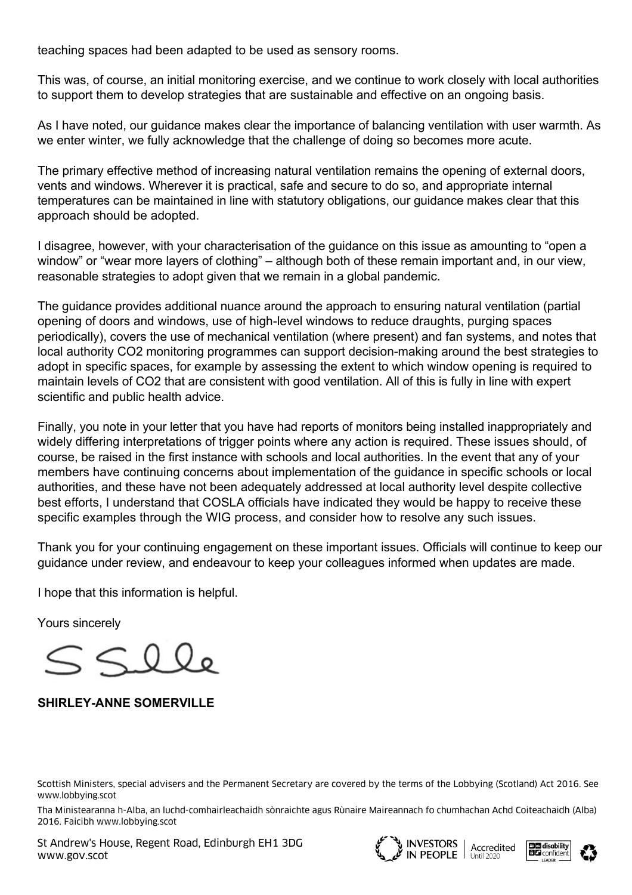teaching spaces had been adapted to be used as sensory rooms.

This was, of course, an initial monitoring exercise, and we continue to work closely with local authorities to support them to develop strategies that are sustainable and effective on an ongoing basis.

As I have noted, our guidance makes clear the importance of balancing ventilation with user warmth. As we enter winter, we fully acknowledge that the challenge of doing so becomes more acute.

The primary effective method of increasing natural ventilation remains the opening of external doors, vents and windows. Wherever it is practical, safe and secure to do so, and appropriate internal temperatures can be maintained in line with statutory obligations, our guidance makes clear that this approach should be adopted.

I disagree, however, with your characterisation of the guidance on this issue as amounting to "open a window" or "wear more layers of clothing" – although both of these remain important and, in our view, reasonable strategies to adopt given that we remain in a global pandemic.

The guidance provides additional nuance around the approach to ensuring natural ventilation (partial opening of doors and windows, use of high-level windows to reduce draughts, purging spaces periodically), covers the use of mechanical ventilation (where present) and fan systems, and notes that local authority $CO_2$ monitoring programmes can support decision-making around the best strategies to adopt in specific spaces, for example by assessing the extent to which window opening is required to maintain levels of $CO_2$ that are consistent with good ventilation. All of this is fully in line with expert scientific and public health advice.

Finally, you note in your letter that you have had reports of monitors being installed inappropriately and widely differing interpretations of trigger points where any action is required. These issues should, of course, be raised in the first instance with schools and local authorities. In the event that any of your members have continuing concerns about implementation of the guidance in specific schools or local authorities, and these have not been adequately addressed at local authority level despite collective best efforts, I understand that COSLA officials have indicated they would be happy to receive these specific examples through the WIG process, and consider how to resolve any such issues.

Thank you for your continuing engagement on these important issues. Officials will continue to keep our guidance under review, and endeavour to keep your colleagues informed when updates are made.

I hope that this information is helpful.

Yours sincerely

**SHIRLEY-ANNE SOMERVILLE**

Scottish Ministers, special advisers and the Permanent Secretary are covered by the terms of the Lobbying (Scotland) Act 2016. See www.lobbying.scot

Tha Ministearanna h-Alba, an luchd-comhairleachaidh sònraichte agus Rùnaire Maireannach fo chumhachan Achd Coiteachaidh (Alba) 2016. Faicibh www.lobbying.scot

St Andrew's House, Regent Road, Edinburgh EH1 3DG
www.gov.scot